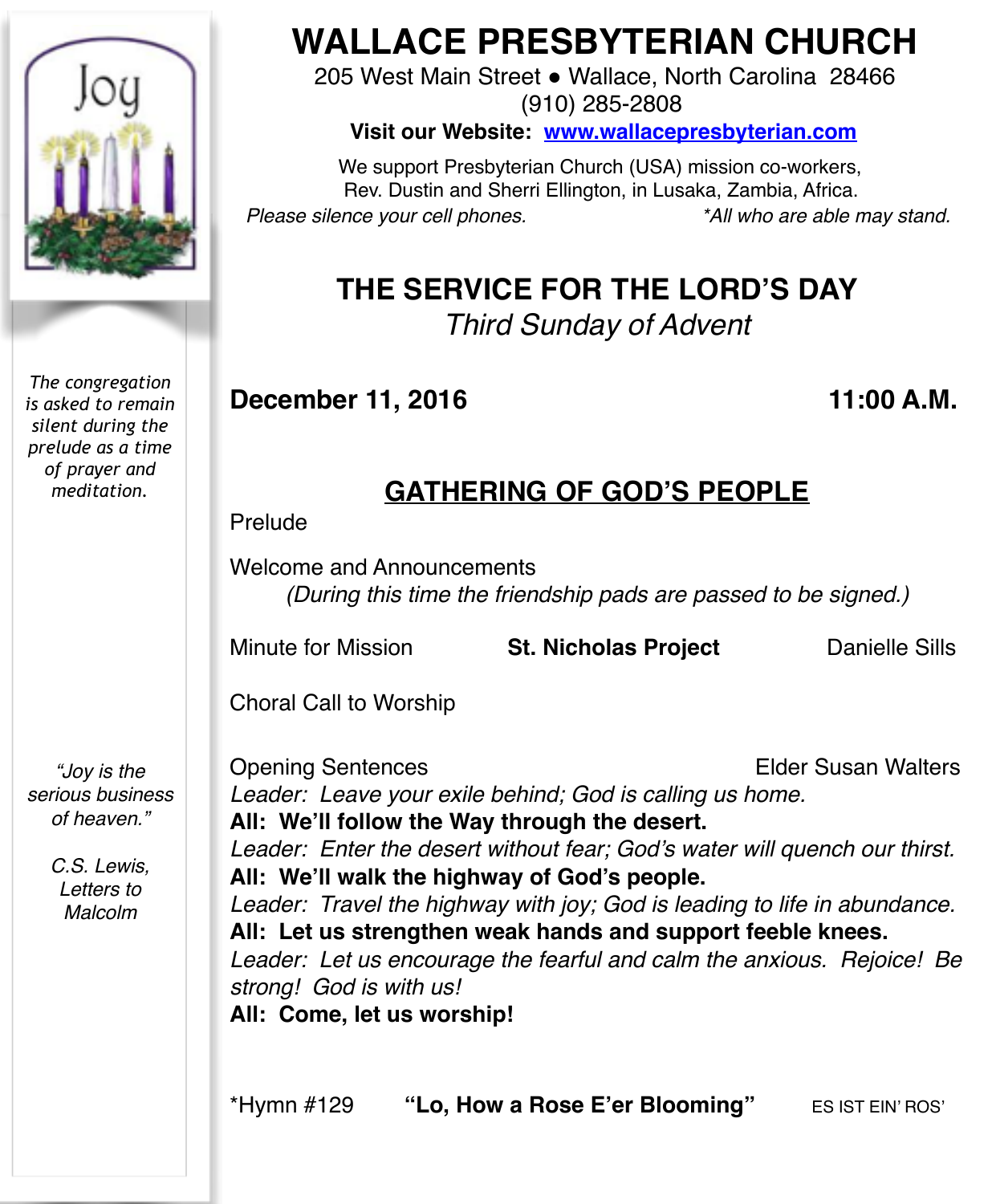# WALLACE PRESBYTERIAN CHURCH

205 West Main Street ● Wallace, North Carolina 28466
(910) 285-2808

**Visit our Website: www.wallacepresbyterian.com**

We support Presbyterian Church (USA) mission co-workers, Rev. Dustin and Sherri Ellington, in Lusaka, Zambia, Africa.

*Please silence your cell phones.* *\*All who are able may stand.*

*The congregation is asked to remain silent during the prelude as a time of prayer and meditation.*

*"Joy is the serious business of heaven."*

*C.S. Lewis, Letters to Malcolm*

## THE SERVICE FOR THE LORD'S DAY

*Third Sunday of Advent*

**December 11, 2016** **11:00 A.M.**

## GATHERING OF GOD'S PEOPLE

Prelude

Welcome and Announcements
*(During this time the friendship pads are passed to be signed.)*

Minute for Mission **St. Nicholas Project** Danielle Sills

Choral Call to Worship

Opening Sentences Elder Susan Walters

*Leader: Leave your exile behind; God is calling us home.*
**All: We'll follow the Way through the desert.**
*Leader: Enter the desert without fear; God's water will quench our thirst.*
**All: We'll walk the highway of God's people.**
*Leader: Travel the highway with joy; God is leading to life in abundance.*
**All: Let us strengthen weak hands and support feeble knees.**
*Leader: Let us encourage the fearful and calm the anxious. Rejoice! Be strong! God is with us!*
**All: Come, let us worship!**

\*Hymn #129 **"Lo, How a Rose E'er Blooming"** ES IST EIN' ROS'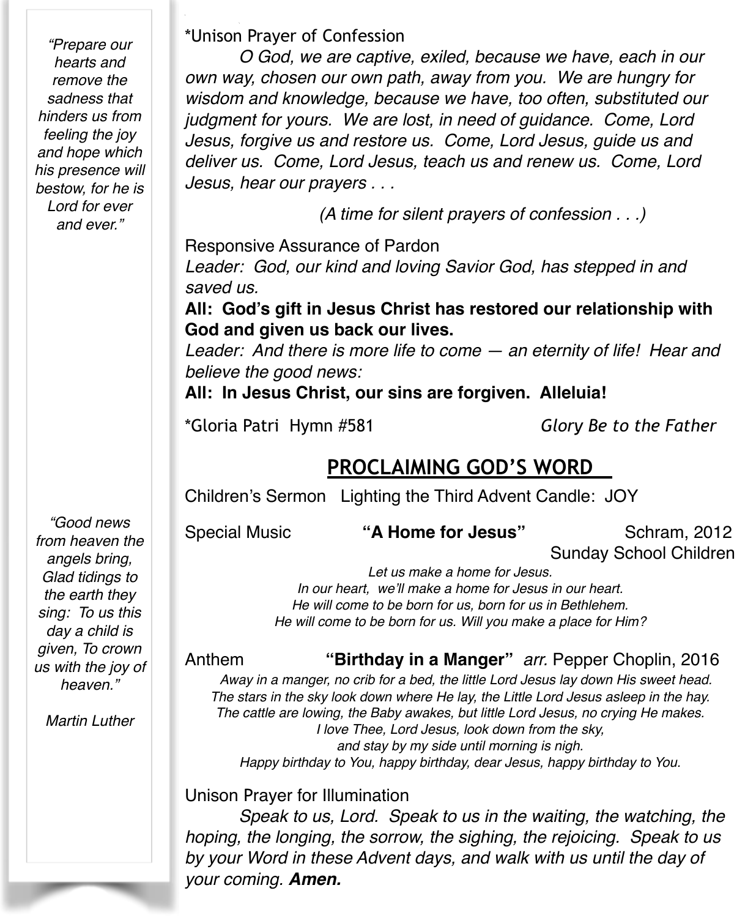*Unison Prayer of Confession

*O God, we are captive, exiled, because we have, each in our own way, chosen our own path, away from you. We are hungry for wisdom and knowledge, because we have, too often, substituted our judgment for yours. We are lost, in need of guidance. Come, Lord Jesus, forgive us and restore us. Come, Lord Jesus, guide us and deliver us. Come, Lord Jesus, teach us and renew us. Come, Lord Jesus, hear our prayers . . .*

*(A time for silent prayers of confession . . .)*

Responsive Assurance of Pardon

*Leader: God, our kind and loving Savior God, has stepped in and saved us.*

**All: God's gift in Jesus Christ has restored our relationship with God and given us back our lives.**

*Leader: And there is more life to come — an eternity of life! Hear and believe the good news:*

**All: In Jesus Christ, our sins are forgiven. Alleluia!**

*Gloria Patri Hymn #581 *Glory Be to the Father*

## PROCLAIMING GOD'S WORD

Children's Sermon Lighting the Third Advent Candle: JOY

Special Music **"A Home for Jesus"** Schram, 2012
Sunday School Children

*Let us make a home for Jesus.*
*In our heart, we'll make a home for Jesus in our heart.*
*He will come to be born for us, born for us in Bethlehem.*
*He will come to be born for us. Will you make a place for Him?*

Anthem **"Birthday in a Manger"** *arr.* Pepper Choplin, 2016

*Away in a manger, no crib for a bed, the little Lord Jesus lay down His sweet head.*
*The stars in the sky look down where He lay, the Little Lord Jesus asleep in the hay.*
*The cattle are lowing, the Baby awakes, but little Lord Jesus, no crying He makes.*
*I love Thee, Lord Jesus, look down from the sky,*
*and stay by my side until morning is nigh.*
*Happy birthday to You, happy birthday, dear Jesus, happy birthday to You.*

Unison Prayer for Illumination

*Speak to us, Lord. Speak to us in the waiting, the watching, the hoping, the longing, the sorrow, the sighing, the rejoicing. Speak to us by your Word in these Advent days, and walk with us until the day of your coming.* ***Amen.***

*"Prepare our hearts and remove the sadness that hinders us from feeling the joy and hope which his presence will bestow, for he is Lord for ever and ever."*

*"Good news from heaven the angels bring, Glad tidings to the earth they sing: To us this day a child is given, To crown us with the joy of heaven."*

*Martin Luther*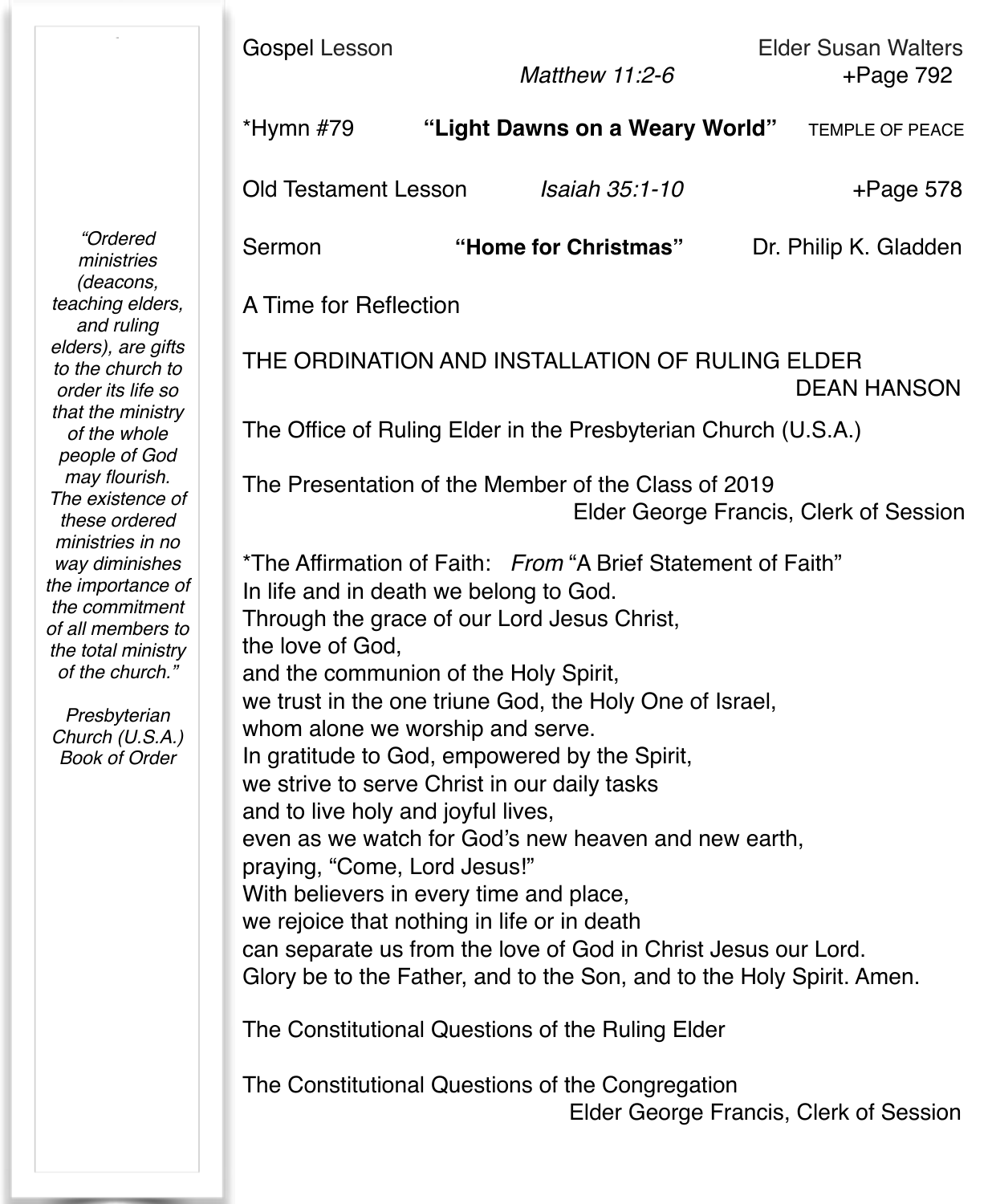Gospel Lesson — Elder Susan Walters
*Matthew 11:2-6* — +Page 792

*Hymn #79 **"Light Dawns on a Weary World"** TEMPLE OF PEACE

Old Testament Lesson *Isaiah 35:1-10* +Page 578

Sermon **"Home for Christmas"** Dr. Philip K. Gladden

A Time for Reflection

THE ORDINATION AND INSTALLATION OF RULING ELDER DEAN HANSON

The Office of Ruling Elder in the Presbyterian Church (U.S.A.)

The Presentation of the Member of the Class of 2019
Elder George Francis, Clerk of Session

*The Affirmation of Faith: *From* "A Brief Statement of Faith"
In life and in death we belong to God.
Through the grace of our Lord Jesus Christ,
the love of God,
and the communion of the Holy Spirit,
we trust in the one triune God, the Holy One of Israel,
whom alone we worship and serve.
In gratitude to God, empowered by the Spirit,
we strive to serve Christ in our daily tasks
and to live holy and joyful lives,
even as we watch for God's new heaven and new earth,
praying, "Come, Lord Jesus!"
With believers in every time and place,
we rejoice that nothing in life or in death
can separate us from the love of God in Christ Jesus our Lord.
Glory be to the Father, and to the Son, and to the Holy Spirit. Amen.

The Constitutional Questions of the Ruling Elder

The Constitutional Questions of the Congregation
Elder George Francis, Clerk of Session

*"Ordered ministries (deacons, teaching elders, and ruling elders), are gifts to the church to order its life so that the ministry of the whole people of God may flourish. The existence of these ordered ministries in no way diminishes the importance of the commitment of all members to the total ministry of the church."*

*Presbyterian Church (U.S.A.) Book of Order*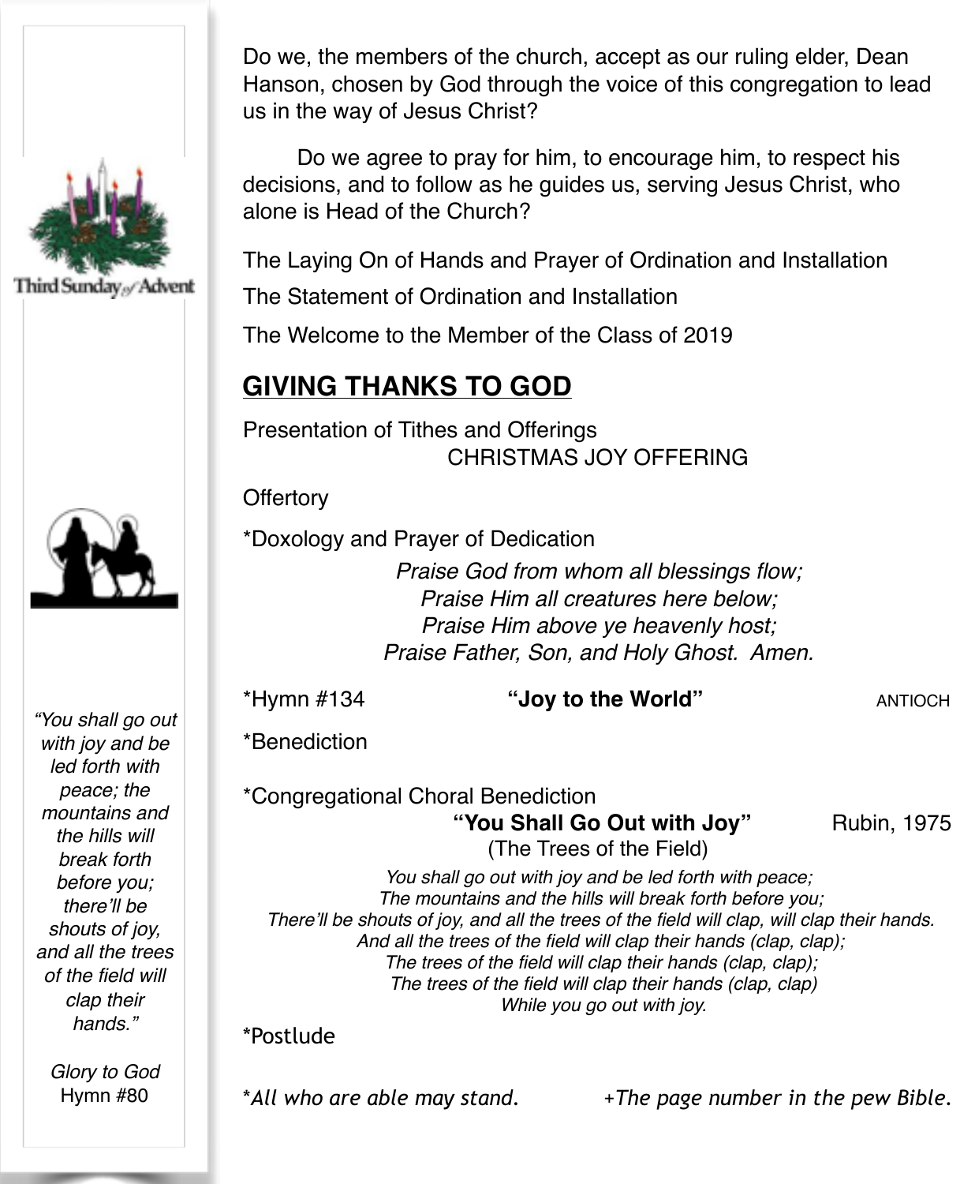Do we, the members of the church, accept as our ruling elder, Dean Hanson, chosen by God through the voice of this congregation to lead us in the way of Jesus Christ?

Do we agree to pray for him, to encourage him, to respect his decisions, and to follow as he guides us, serving Jesus Christ, who alone is Head of the Church?

The Laying On of Hands and Prayer of Ordination and Installation

The Statement of Ordination and Installation

The Welcome to the Member of the Class of 2019

## GIVING THANKS TO GOD

Presentation of Tithes and Offerings

CHRISTMAS JOY OFFERING

Offertory

*Doxology and Prayer of Dedication

*Praise God from whom all blessings flow;*
*Praise Him all creatures here below;*
*Praise Him above ye heavenly host;*
*Praise Father, Son, and Holy Ghost. Amen.*

*Hymn #134 **"Joy to the World"** ANTIOCH

*Benediction

*Congregational Choral Benediction

**"You Shall Go Out with Joy"** Rubin, 1975
(The Trees of the Field)

*You shall go out with joy and be led forth with peace;*
*The mountains and the hills will break forth before you;*
*There'll be shouts of joy, and all the trees of the field will clap, will clap their hands.*
*And all the trees of the field will clap their hands (clap, clap);*
*The trees of the field will clap their hands (clap, clap);*
*The trees of the field will clap their hands (clap, clap)*
*While you go out with joy.*

*Postlude

*\*All who are able may stand.* *+The page number in the pew Bible.*

Third Sunday of Advent

*"You shall go out with joy and be led forth with peace; the mountains and the hills will break forth before you; there'll be shouts of joy, and all the trees of the field will clap their hands."*

*Glory to God* Hymn #80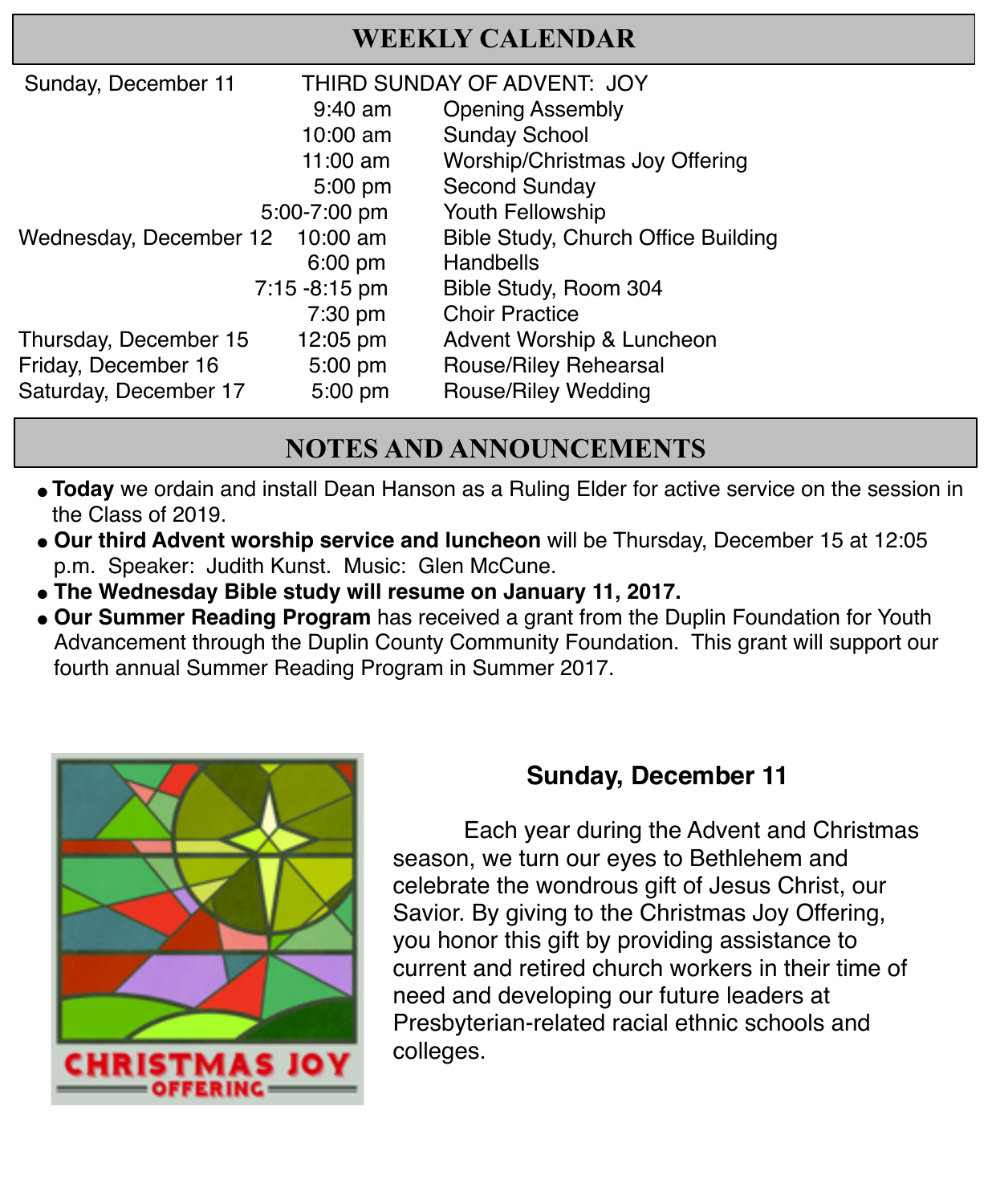## WEEKLY CALENDAR

| Day | Time | Event |
|---|---|---|
| Sunday, December 11 | THIRD SUNDAY OF ADVENT: JOY | |
| | 9:40 am | Opening Assembly |
| | 10:00 am | Sunday School |
| | 11:00 am | Worship/Christmas Joy Offering |
| | 5:00 pm | Second Sunday |
| | 5:00-7:00 pm | Youth Fellowship |
| Wednesday, December 12 | 10:00 am | Bible Study, Church Office Building |
| | 6:00 pm | Handbells |
| | 7:15 -8:15 pm | Bible Study, Room 304 |
| | 7:30 pm | Choir Practice |
| Thursday, December 15 | 12:05 pm | Advent Worship & Luncheon |
| Friday, December 16 | 5:00 pm | Rouse/Riley Rehearsal |
| Saturday, December 17 | 5:00 pm | Rouse/Riley Wedding |

## NOTES AND ANNOUNCEMENTS

- **Today** we ordain and install Dean Hanson as a Ruling Elder for active service on the session in the Class of 2019.
- **Our third Advent worship service and luncheon** will be Thursday, December 15 at 12:05 p.m. Speaker: Judith Kunst. Music: Glen McCune.
- **The Wednesday Bible study will resume on January 11, 2017.**
- **Our Summer Reading Program** has received a grant from the Duplin Foundation for Youth Advancement through the Duplin County Community Foundation. This grant will support our fourth annual Summer Reading Program in Summer 2017.

CHRISTMAS JOY OFFERING

### Sunday, December 11

Each year during the Advent and Christmas season, we turn our eyes to Bethlehem and celebrate the wondrous gift of Jesus Christ, our Savior. By giving to the Christmas Joy Offering, you honor this gift by providing assistance to current and retired church workers in their time of need and developing our future leaders at Presbyterian-related racial ethnic schools and colleges.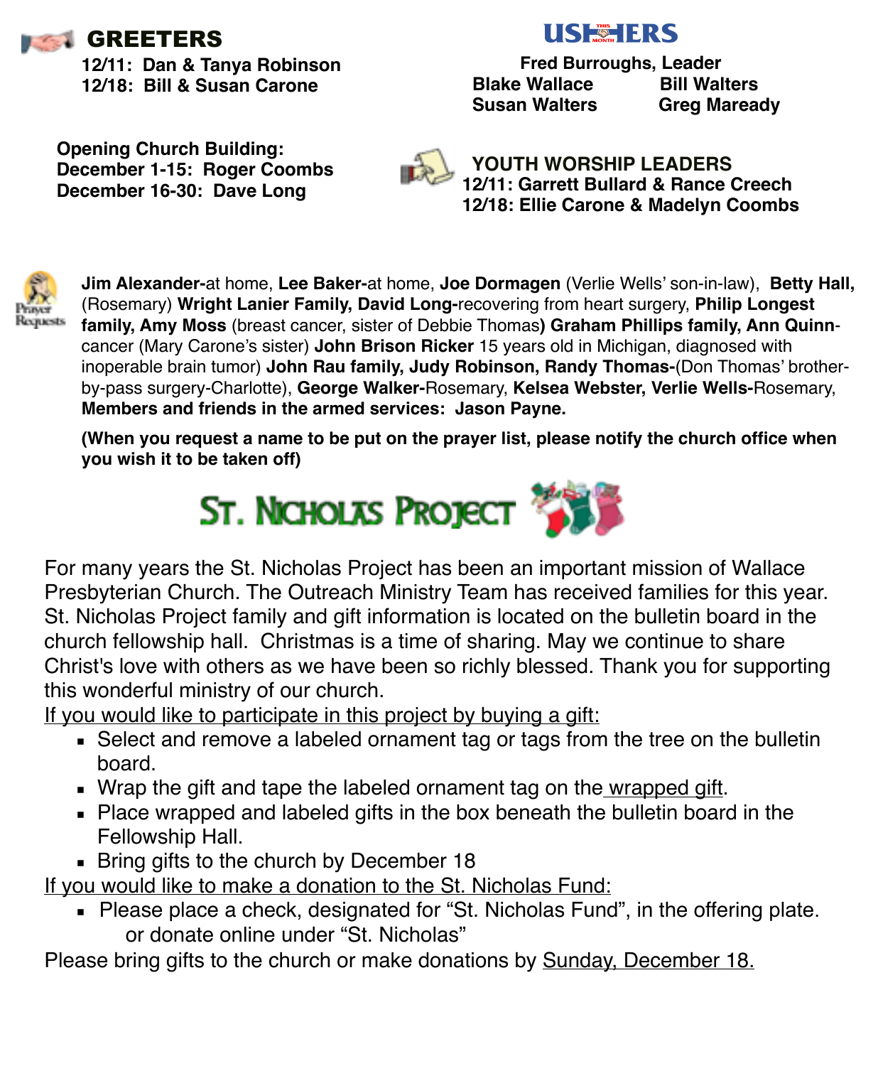## GREETERS

**12/11: Dan & Tanya Robinson**
**12/18: Bill & Susan Carone**

## USHERS

**Fred Burroughs, Leader**
**Blake Wallace** **Bill Walters**
**Susan Walters** **Greg Maready**

**Opening Church Building:**
**December 1-15: Roger Coombs**
**December 16-30: Dave Long**

## YOUTH WORSHIP LEADERS

**12/11: Garrett Bullard & Rance Creech**
**12/18: Ellie Carone & Madelyn Coombs**

Prayer Requests

**Jim Alexander-**at home, **Lee Baker-**at home, **Joe Dormagen** (Verlie Wells' son-in-law), **Betty Hall,** (Rosemary) **Wright Lanier Family, David Long-**recovering from heart surgery, **Philip Longest family, Amy Moss** (breast cancer, sister of Debbie Thomas**) Graham Phillips family, Ann Quinn**-cancer (Mary Carone's sister) **John Brison Ricker** 15 years old in Michigan, diagnosed with inoperable brain tumor) **John Rau family, Judy Robinson, Randy Thomas-**(Don Thomas' brother-by-pass surgery-Charlotte), **George Walker-**Rosemary, **Kelsea Webster, Verlie Wells-**Rosemary, **Members and friends in the armed services: Jason Payne.**

**(When you request a name to be put on the prayer list, please notify the church office when you wish it to be taken off)**

## St. Nicholas Project

For many years the St. Nicholas Project has been an important mission of Wallace Presbyterian Church. The Outreach Ministry Team has received families for this year. St. Nicholas Project family and gift information is located on the bulletin board in the church fellowship hall. Christmas is a time of sharing. May we continue to share Christ's love with others as we have been so richly blessed. Thank you for supporting this wonderful ministry of our church.

<u>If you would like to participate in this project by buying a gift:</u>

- Select and remove a labeled ornament tag or tags from the tree on the bulletin board.
- Wrap the gift and tape the labeled ornament tag on the <u>wrapped gift</u>.
- Place wrapped and labeled gifts in the box beneath the bulletin board in the Fellowship Hall.
- Bring gifts to the church by December 18

<u>If you would like to make a donation to the St. Nicholas Fund:</u>

- Please place a check, designated for "St. Nicholas Fund", in the offering plate. or donate online under "St. Nicholas"

Please bring gifts to the church or make donations by <u>Sunday, December 18.</u>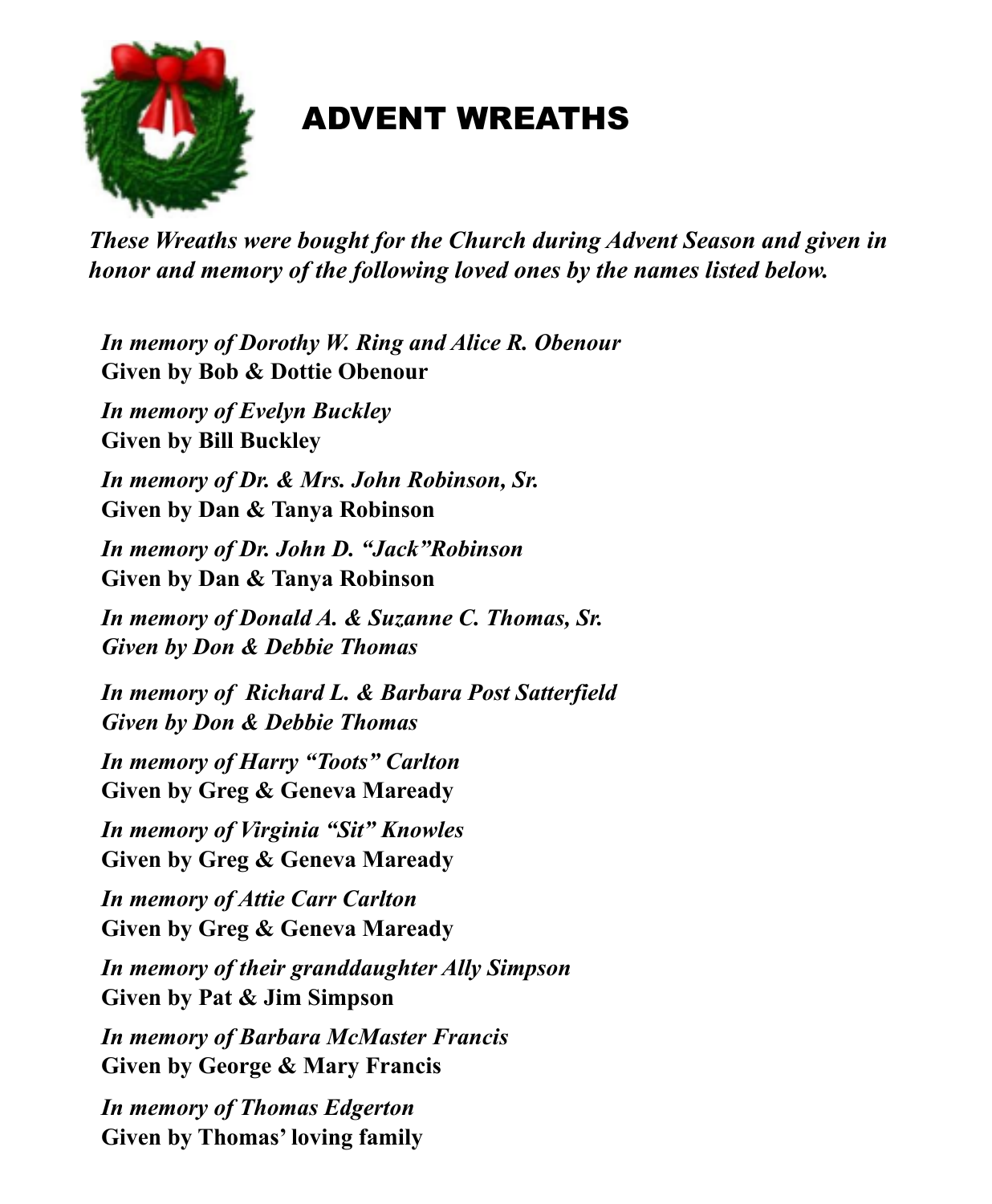# ADVENT WREATHS

***These Wreaths were bought for the Church during Advent Season and given in honor and memory of the following loved ones by the names listed below.***

***In memory of Dorothy W. Ring and Alice R. Obenour***
**Given by Bob & Dottie Obenour**

***In memory of Evelyn Buckley***
**Given by Bill Buckley**

***In memory of Dr. & Mrs. John Robinson, Sr.***
**Given by Dan & Tanya Robinson**

***In memory of Dr. John D. "Jack"Robinson***
**Given by Dan & Tanya Robinson**

***In memory of Donald A. & Suzanne C. Thomas, Sr.***
***Given by Don & Debbie Thomas***

***In memory of Richard L. & Barbara Post Satterfield***
***Given by Don & Debbie Thomas***

***In memory of Harry "Toots" Carlton***
**Given by Greg & Geneva Maready**

***In memory of Virginia "Sit" Knowles***
**Given by Greg & Geneva Maready**

***In memory of Attie Carr Carlton***
**Given by Greg & Geneva Maready**

***In memory of their granddaughter Ally Simpson***
**Given by Pat & Jim Simpson**

***In memory of Barbara McMaster Francis***
**Given by George & Mary Francis**

***In memory of Thomas Edgerton***
**Given by Thomas' loving family**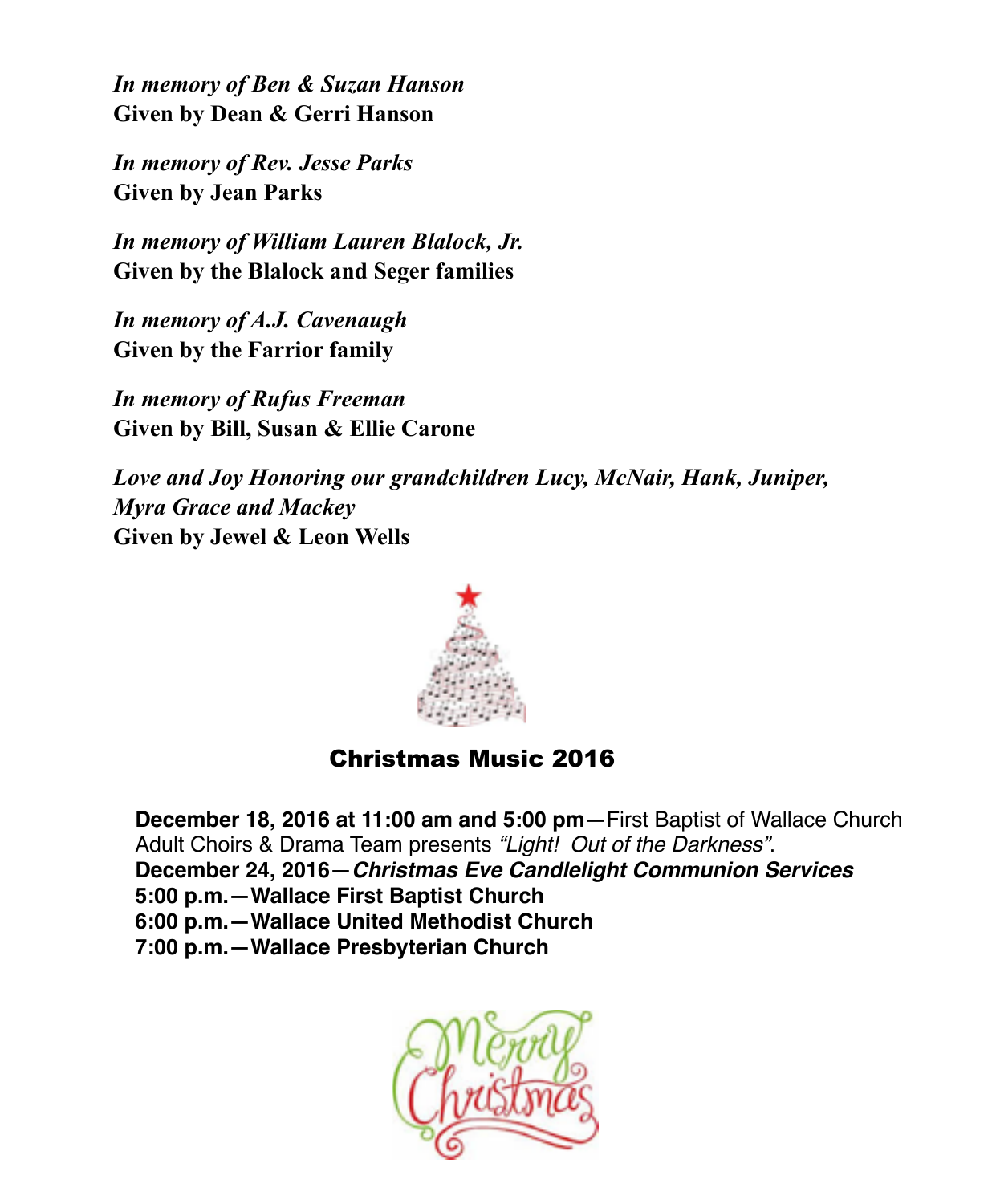*In memory of Ben & Suzan Hanson*
**Given by Dean & Gerri Hanson**

*In memory of Rev. Jesse Parks*
**Given by Jean Parks**

*In memory of William Lauren Blalock, Jr.*
**Given by the Blalock and Seger families**

*In memory of A.J. Cavenaugh*
**Given by the Farrior family**

*In memory of Rufus Freeman*
**Given by Bill, Susan & Ellie Carone**

*Love and Joy Honoring our grandchildren Lucy, McNair, Hank, Juniper, Myra Grace and Mackey*
**Given by Jewel & Leon Wells**

## Christmas Music 2016

**December 18, 2016 at 11:00 am and 5:00 pm—**First Baptist of Wallace Church Adult Choirs & Drama Team presents *"Light! Out of the Darkness"*.
**December 24, 2016—*Christmas Eve Candlelight Communion Services***
**5:00 p.m.—Wallace First Baptist Church**
**6:00 p.m.—Wallace United Methodist Church**
**7:00 p.m.—Wallace Presbyterian Church**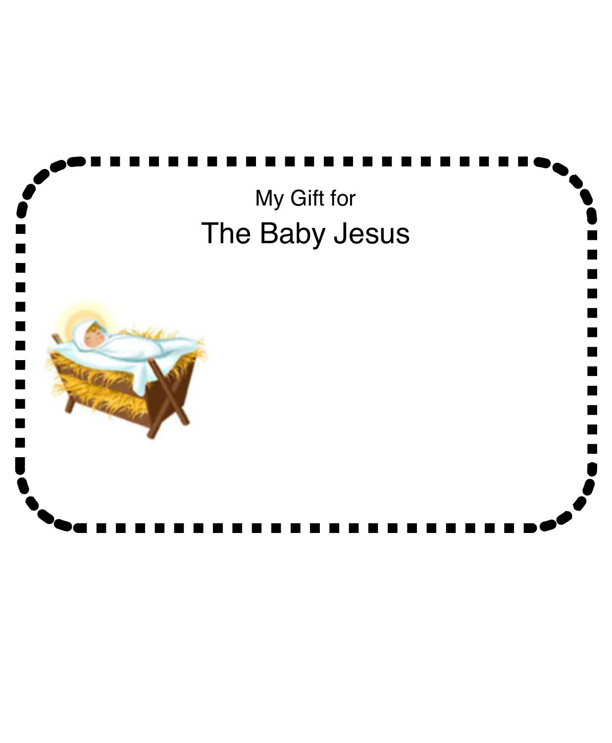My Gift for

## The Baby Jesus